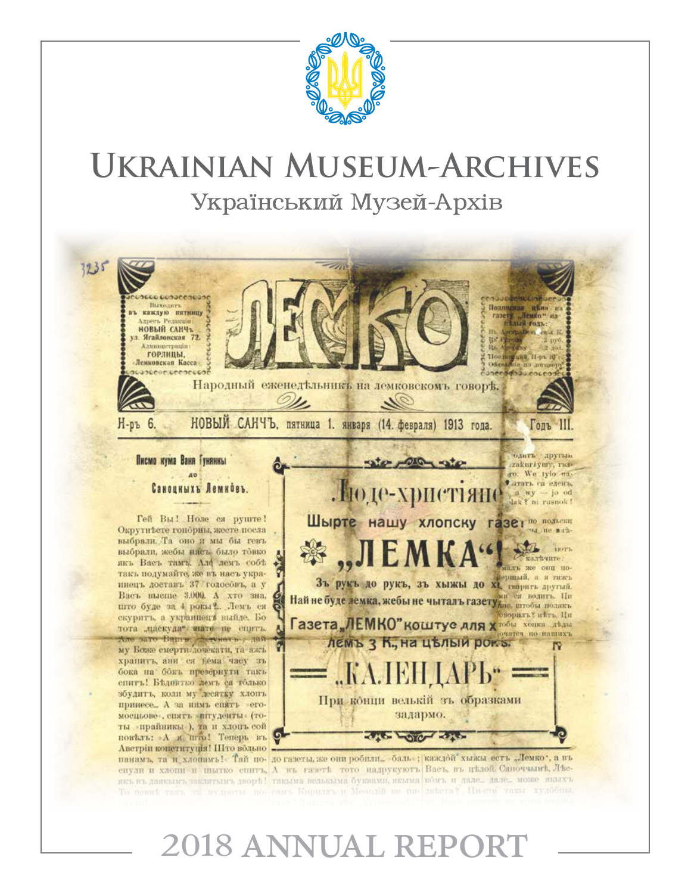# Ukrainian Museum-Archives

## Український Музей-Архів

# 2018 Annual Report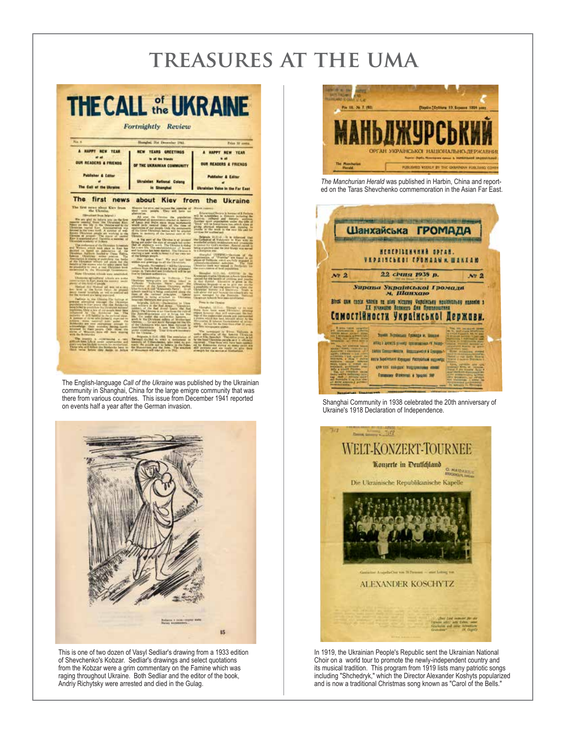# TREASURES AT THE UMA

The English-language *Call of the Ukraine* was published by the Ukrainian community in Shanghai, China for the large emigre community that was there from various countries. This issue from December 1941 reported on events half a year after the German invasion.

This is one of two dozen of Vasyl Sedliar's drawing from a 1933 edition of Shevchenko's Kobzar. Sedliar's drawings and select quotations from the Kobzar were a grim commentary on the Famine which was raging throughout Ukraine. Both Sedliar and the editor of the book, Andriy Richytsky were arrested and died in the Gulag.

*The Manchurian Herald* was published in Harbin, China and reported on the Taras Shevchenko commemoration in the Asian Far East.

Shanghai Community in 1938 celebrated the 20th anniversary of Ukraine's 1918 Declaration of Independence.

In 1919, the Ukrainian People's Republic sent the Ukrainian National Choir on a world tour to promote the newly-independent country and its musical tradition. This program from 1919 lists many patriotic songs including "Shchedryk," which the Director Alexander Koshyts popularized and is now a traditional Christmas song known as "Carol of the Bells."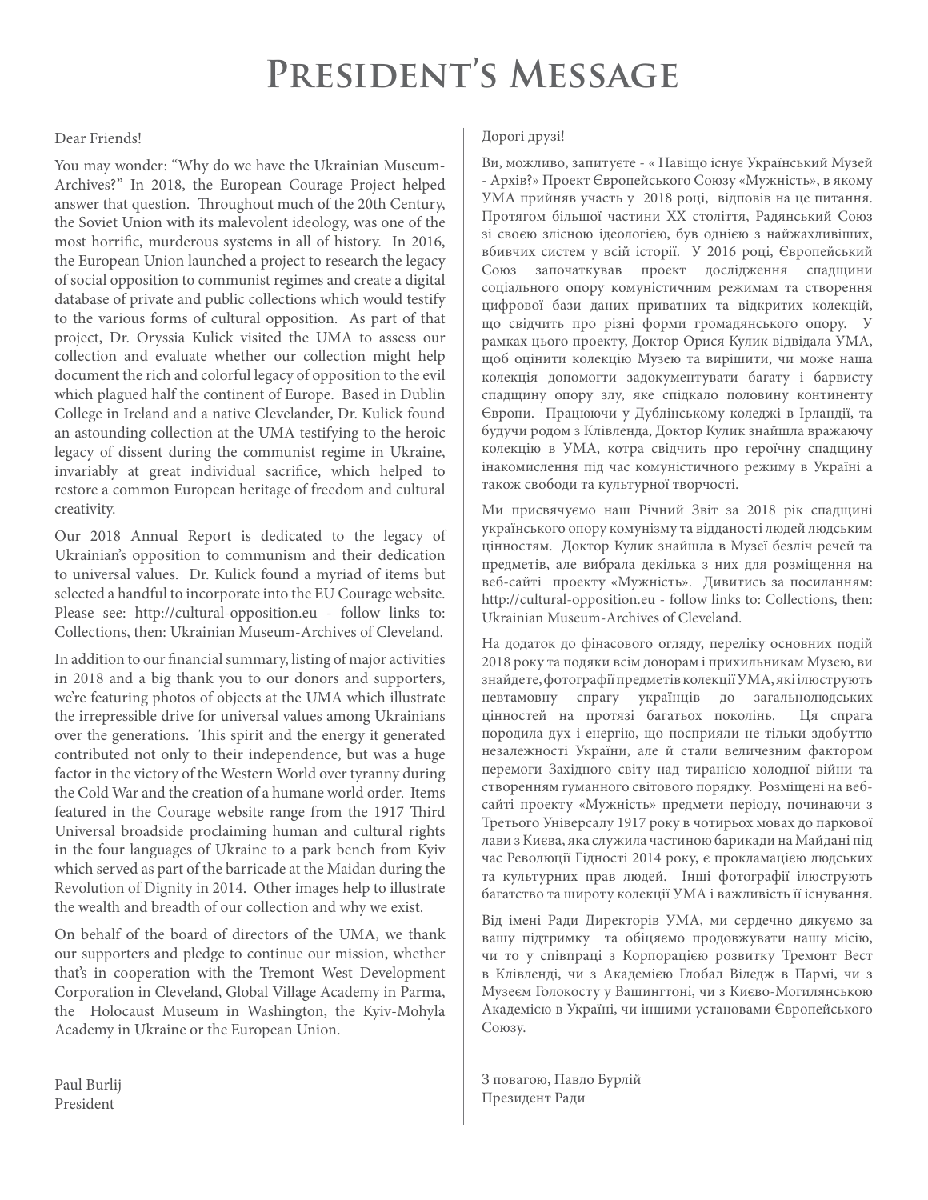# President's Message

Dear Friends!

You may wonder: "Why do we have the Ukrainian Museum-Archives?" In 2018, the European Courage Project helped answer that question. Throughout much of the 20th Century, the Soviet Union with its malevolent ideology, was one of the most horrific, murderous systems in all of history. In 2016, the European Union launched a project to research the legacy of social opposition to communist regimes and create a digital database of private and public collections which would testify to the various forms of cultural opposition. As part of that project, Dr. Oryssia Kulick visited the UMA to assess our collection and evaluate whether our collection might help document the rich and colorful legacy of opposition to the evil which plagued half the continent of Europe. Based in Dublin College in Ireland and a native Clevelander, Dr. Kulick found an astounding collection at the UMA testifying to the heroic legacy of dissent during the communist regime in Ukraine, invariably at great individual sacrifice, which helped to restore a common European heritage of freedom and cultural creativity.

Our 2018 Annual Report is dedicated to the legacy of Ukrainian's opposition to communism and their dedication to universal values. Dr. Kulick found a myriad of items but selected a handful to incorporate into the EU Courage website. Please see: http://cultural-opposition.eu - follow links to: Collections, then: Ukrainian Museum-Archives of Cleveland.

In addition to our financial summary, listing of major activities in 2018 and a big thank you to our donors and supporters, we're featuring photos of objects at the UMA which illustrate the irrepressible drive for universal values among Ukrainians over the generations. This spirit and the energy it generated contributed not only to their independence, but was a huge factor in the victory of the Western World over tyranny during the Cold War and the creation of a humane world order. Items featured in the Courage website range from the 1917 Third Universal broadside proclaiming human and cultural rights in the four languages of Ukraine to a park bench from Kyiv which served as part of the barricade at the Maidan during the Revolution of Dignity in 2014. Other images help to illustrate the wealth and breadth of our collection and why we exist.

On behalf of the board of directors of the UMA, we thank our supporters and pledge to continue our mission, whether that's in cooperation with the Tremont West Development Corporation in Cleveland, Global Village Academy in Parma, the Holocaust Museum in Washington, the Kyiv-Mohyla Academy in Ukraine or the European Union.

Paul Burlij
President

Дорогі друзі!

Ви, можливо, запитуєте - « Навіщо існує Український Музей - Архів?» Проект Європейського Союзу «Мужність», в якому УМА прийняв участь у 2018 році, відповів на це питання. Протягом більшої частини ХХ століття, Радянський Союз зі своєю злісною ідеологією, був однією з найжахливіших, вбивчих систем у всій історії. У 2016 році, Європейський Союз започаткував проект дослідження спадщини соціального опору комуністичним режимам та створення цифрової бази даних приватних та відкритих колекцій, що свідчить про різні форми громадянського опору. У рамках цього проекту, Доктор Орися Кулик відвідала УМА, щоб оцінити колекцію Музею та вирішити, чи може наша колекція допомогти задокументувати багату і барвисту спадщину опору злу, яке спідкало половину континенту Європи. Працюючи у Дублінському коледжі в Ірландії, та будучи родом з Клівленда, Доктор Кулик знайшла вражаючу колекцію в УМА, котра свідчить про героїчну спадщину інакомислення під час комуністичного режиму в Україні а також свободи та культурної творчості.

Ми присвячуємо наш Річний Звіт за 2018 рік спадщині українського опору комунізму та відданості людей людським цінностям. Доктор Кулик знайшла в Музеї безліч речей та предметів, але вибрала декілька з них для розміщення на веб-сайті проекту «Мужність». Дивитись за посиланням: http://cultural-opposition.eu - follow links to: Collections, then: Ukrainian Museum-Archives of Cleveland.

На додаток до фінасового огляду, переліку основних подій 2018 року та подяки всім донорам і прихильникам Музею, ви знайдете, фотографії предметів колекції УМА, які ілюструють невтамовну спрагу українців до загальнолюдських цінностей на протязі багатьох поколінь. Ця спрага породила дух і енергію, що посприяли не тільки здобуттю незалежності України, але й стали величезним фактором перемоги Західного світу над тиранією холодної війни та створенням гуманного світового порядку. Розміщені на веб-сайті проекту «Мужність» предмети періоду, починаючи з Третього Універсалу 1917 року в чотирьох мовах до паркової лави з Києва, яка служила частиною барикади на Майдані під час Революції Гідності 2014 року, є прокламацією людських та культурних прав людей. Інші фотографії ілюструють багатство та широту колекції УМА і важливість її існування.

Від імені Ради Директорів УМА, ми сердечно дякуємо за вашу підтримку та обіцяємо продовжувати нашу місію, чи то у співпраці з Корпорацією розвитку Тремонт Вест в Клівленді, чи з Академією Глобал Віледж в Пармі, чи з Музеєм Голокосту у Вашингтоні, чи з Києво-Могилянською Академією в Україні, чи іншими установами Європейського Союзу.

З повагою, Павло Бурлій
Президент Ради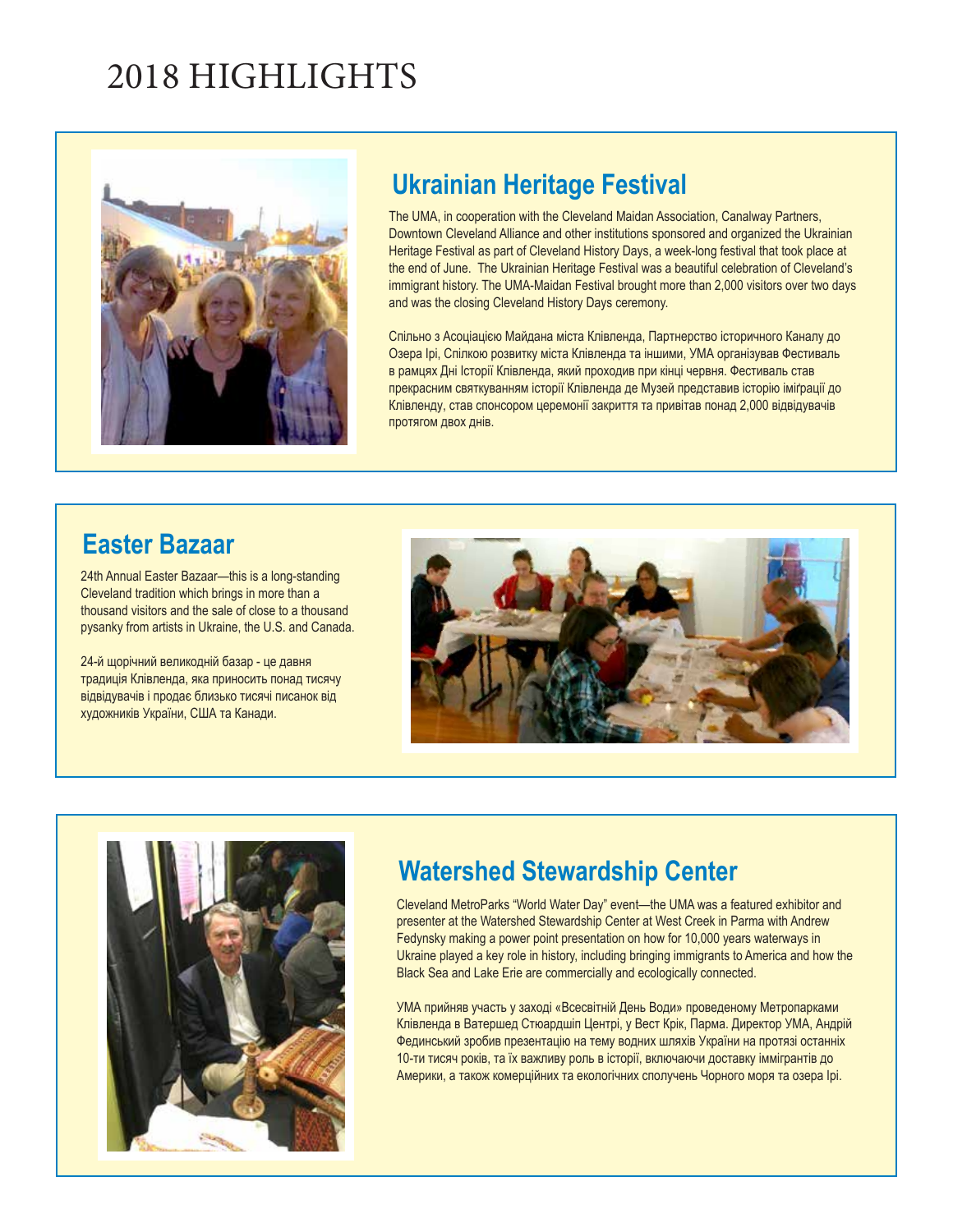# 2018 HIGHLIGHTS

## Ukrainian Heritage Festival

The UMA, in cooperation with the Cleveland Maidan Association, Canalway Partners, Downtown Cleveland Alliance and other institutions sponsored and organized the Ukrainian Heritage Festival as part of Cleveland History Days, a week-long festival that took place at the end of June. The Ukrainian Heritage Festival was a beautiful celebration of Cleveland's immigrant history. The UMA-Maidan Festival brought more than 2,000 visitors over two days and was the closing Cleveland History Days ceremony.

Спільно з Асоціацією Майдана міста Клівленда, Партнерство історичного Каналу до Озера Ірі, Спілкою розвитку міста Клівленда та іншими, УМА організував Фестиваль в рамцях Дні Історії Клівленда, який проходив при кінці червня. Фестиваль став прекрасним святкуванням історії Клівленда де Музей представив історію іміґрації до Клівленду, став спонсором церемонії закриття та привітав понад 2,000 відвідувачів протягом двох днів.

## Easter Bazaar

24th Annual Easter Bazaar—this is a long-standing Cleveland tradition which brings in more than a thousand visitors and the sale of close to a thousand pysanky from artists in Ukraine, the U.S. and Canada.

24-й щорічний великодній базар - це давня традиція Клівленда, яка приносить понад тисячу відвідувачів і продає близько тисячі писанок від художників України, США та Канади.

## Watershed Stewardship Center

Cleveland MetroParks "World Water Day" event—the UMA was a featured exhibitor and presenter at the Watershed Stewardship Center at West Creek in Parma with Andrew Fedynsky making a power point presentation on how for 10,000 years waterways in Ukraine played a key role in history, including bringing immigrants to America and how the Black Sea and Lake Erie are commercially and ecologically connected.

УМА прийняв участь у заході «Всесвітній День Води» проведеному Метропарками Клівленда в Ватершед Стюардшіп Центрі, у Вест Крік, Парма. Директор УМА, Андрій Фединський зробив презентацію на тему водних шляхів України на протязі останніх 10-ти тисяч років, та їх важливу роль в історії, включаючи доставку іммігрантів до Америки, а також комерційних та екологічних сполучень Чорного моря та озера Ірі.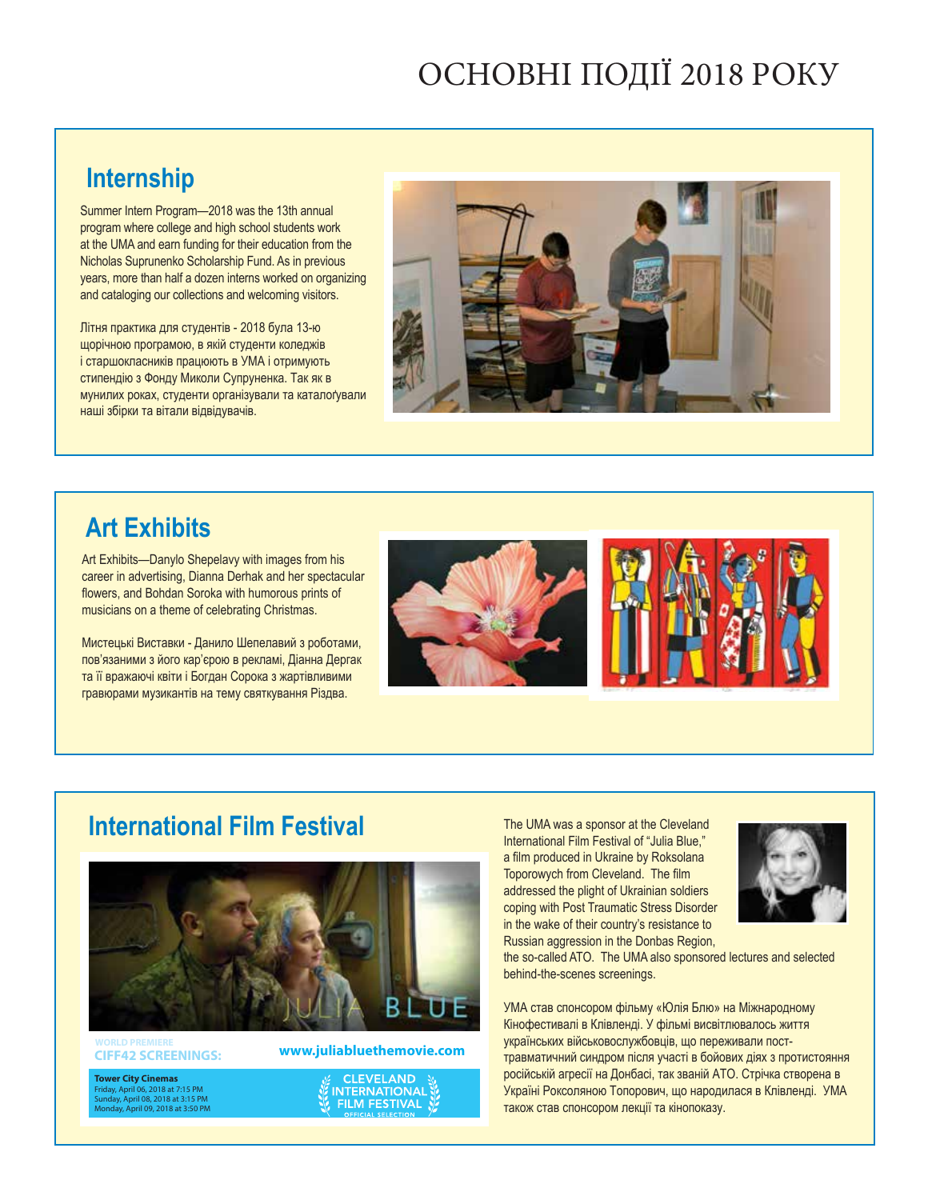# ОСНОВНІ ПОДІЇ 2018 РОКУ

## Internship

Summer Intern Program—2018 was the 13th annual program where college and high school students work at the UMA and earn funding for their education from the Nicholas Suprunenko Scholarship Fund. As in previous years, more than half a dozen interns worked on organizing and cataloging our collections and welcoming visitors.

Літня практика для студентів - 2018 була 13-ю щорічною програмою, в якій студенти коледжів і старшокласників працюють в УМА і отримують стипендію з Фонду Миколи Супруненка. Так як в минулих роках, студенти організували та каталоґували наші збірки та вітали відвідувачів.

## Art Exhibits

Art Exhibits—Danylo Shepelavy with images from his career in advertising, Dianna Derhak and her spectacular flowers, and Bohdan Soroka with humorous prints of musicians on a theme of celebrating Christmas.

Мистецькі Виставки - Данило Шепелавий з роботами, пов'язаними з його кар'єрою в рекламі, Діанна Дергак та її вражаючі квіти і Богдан Сорока з жартівливими гравюрами музикантів на тему святкування Різдва.

## International Film Festival

JULIA BLUE

WORLD PREMIERE
CIFF42 SCREENINGS:

www.juliabluethemovie.com

**Tower City Cinemas**
Friday, April 06, 2018 at 7:15 PM
Sunday, April 08, 2018 at 3:15 PM
Monday, April 09, 2018 at 3:50 PM

CLEVELAND INTERNATIONAL FILM FESTIVAL
OFFICIAL SELECTION

The UMA was a sponsor at the Cleveland International Film Festival of "Julia Blue," a film produced in Ukraine by Roksolana Toporowych from Cleveland. The film addressed the plight of Ukrainian soldiers coping with Post Traumatic Stress Disorder in the wake of their country's resistance to Russian aggression in the Donbas Region, the so-called ATO. The UMA also sponsored lectures and selected behind-the-scenes screenings.

УМА став спонсором фільму «Юлія Блю» на Міжнародному Кінофестивалі в Клівленді. У фільмі висвітлювалось життя українських військовослужбовців, що переживали пост-травматичний синдром після участі в бойових діях з протистояння російській агресії на Донбасі, так званій АТО. Стрічка створена в Україні Роксоляною Топорович, що народилася в Клівленді. УМА також став спонсором лекції та кінопоказу.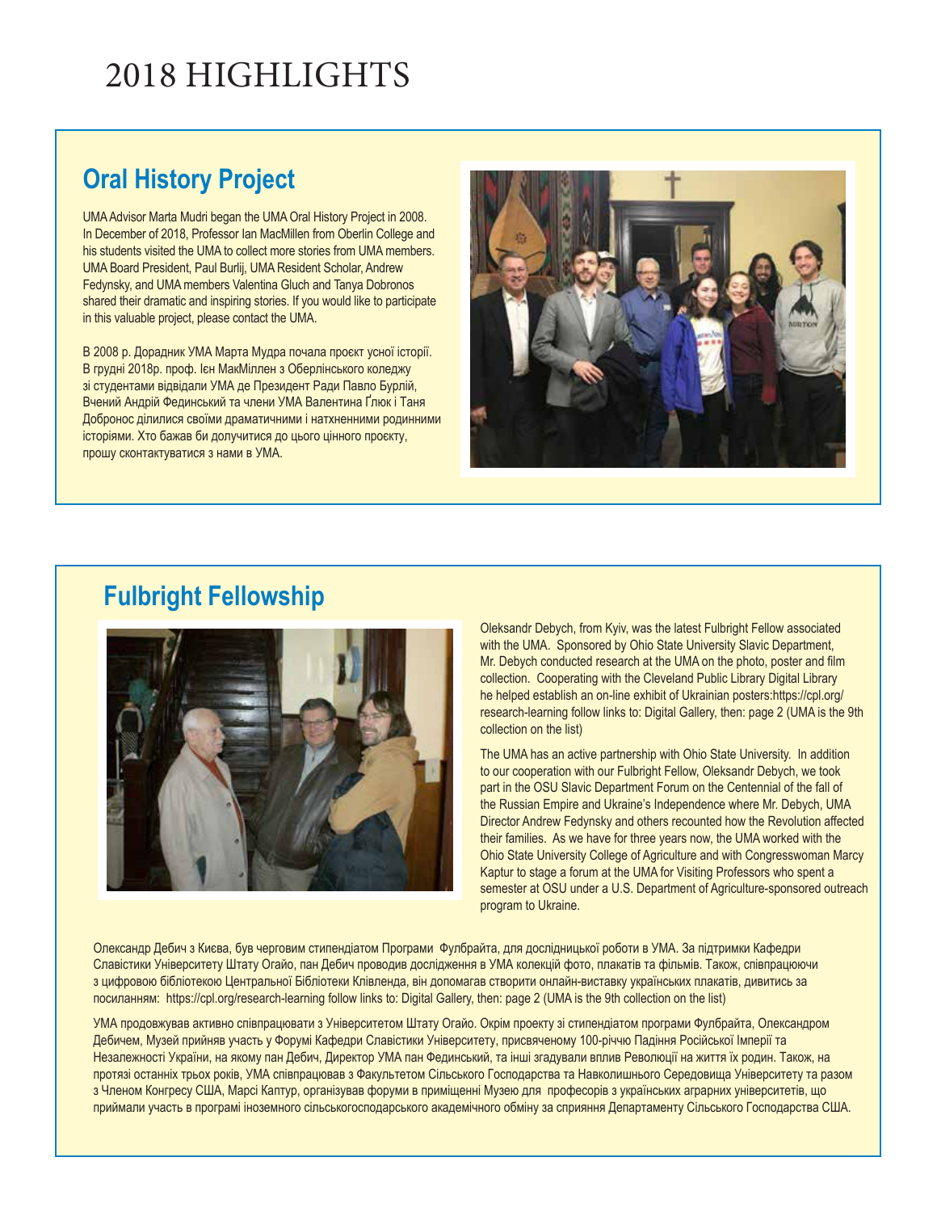# 2018 HIGHLIGHTS

## Oral History Project

UMA Advisor Marta Mudri began the UMA Oral History Project in 2008. In December of 2018, Professor Ian MacMillen from Oberlin College and his students visited the UMA to collect more stories from UMA members. UMA Board President, Paul Burlij, UMA Resident Scholar, Andrew Fedynsky, and UMA members Valentina Gluch and Tanya Dobronos shared their dramatic and inspiring stories. If you would like to participate in this valuable project, please contact the UMA.

В 2008 р. Дорадник УМА Марта Мудра почала проєкт усної історії. В грудні 2018р. проф. Ієн МакМіллен з Оберлінського коледжу зі студентами відвідали УМА де Президент Ради Павло Бурлій, Вчений Андрій Фединський та члени УМА Валентина Ґлюк і Таня Добронос ділилися своїми драматичними і натхненними родинними історіями. Хто бажав би долучитися до цього цінного проєкту, прошу сконтактуватися з нами в УМА.

## Fulbright Fellowship

Oleksandr Debych, from Kyiv, was the latest Fulbright Fellow associated with the UMA. Sponsored by Ohio State University Slavic Department, Mr. Debych conducted research at the UMA on the photo, poster and film collection. Cooperating with the Cleveland Public Library Digital Library he helped establish an on-line exhibit of Ukrainian posters:https://cpl.org/research-learning follow links to: Digital Gallery, then: page 2 (UMA is the 9th collection on the list)

The UMA has an active partnership with Ohio State University. In addition to our cooperation with our Fulbright Fellow, Oleksandr Debych, we took part in the OSU Slavic Department Forum on the Centennial of the fall of the Russian Empire and Ukraine's Independence where Mr. Debych, UMA Director Andrew Fedynsky and others recounted how the Revolution affected their families. As we have for three years now, the UMA worked with the Ohio State University College of Agriculture and with Congresswoman Marcy Kaptur to stage a forum at the UMA for Visiting Professors who spent a semester at OSU under a U.S. Department of Agriculture-sponsored outreach program to Ukraine.

Олександр Дебич з Києва, був черговим стипендіатом Програми Фулбрайта, для дослідницької роботи в УМА. За підтримки Кафедри Славістики Університету Штату Огайо, пан Дебич проводив дослідження в УМА колекцій фото, плакатів та фільмів. Також, співпрацюючи з цифровою бібліотекою Центральної Бібліотеки Клівленда, він допомагав створити онлайн-виставку українських плакатів, дивитись за посиланням: https://cpl.org/research-learning follow links to: Digital Gallery, then: page 2 (UMA is the 9th collection on the list)

УМА продовжував активно співпрацювати з Університетом Штату Огайо. Окрім проекту зі стипендіатом програми Фулбрайта, Олександром Дебичем, Музей прийняв участь у Форумі Кафедри Славістики Університету, присвяченому 100-річчю Падіння Російської Імперії та Незалежності України, на якому пан Дебич, Директор УМА пан Фединський, та інші згадували вплив Революції на життя їх родин. Також, на протязі останніх трьох років, УМА співпрацював з Факультетом Сільського Господарства та Навколишнього Середовища Університету та разом з Членом Конгресу США, Марсі Каптур, організував форуми в приміщенні Музею для професорів з українських аграрних університетів, що приймали участь в програмі іноземного сільськогосподарського академічного обміну за сприяння Департаменту Сільського Господарства США.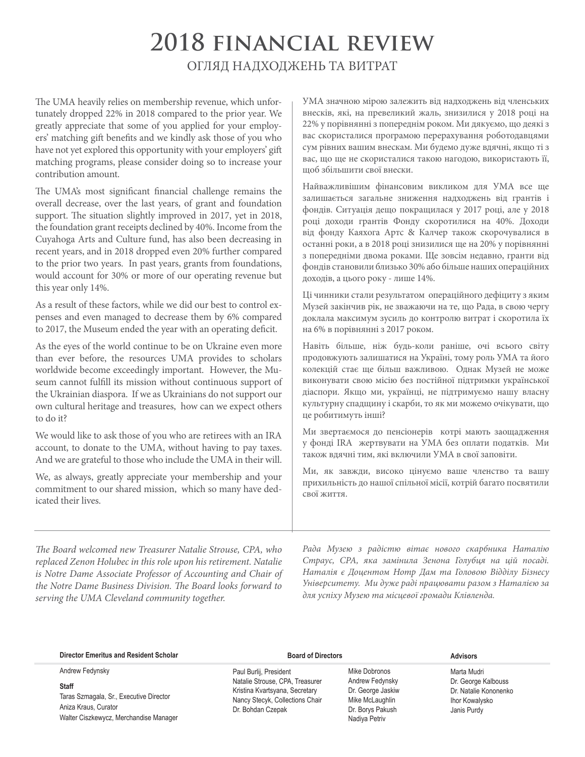# 2018 FINANCIAL REVIEW

## ОГЛЯД НАДХОДЖЕНЬ ТА ВИТРАТ

The UMA heavily relies on membership revenue, which unfortunately dropped 22% in 2018 compared to the prior year. We greatly appreciate that some of you applied for your employers' matching gift benefits and we kindly ask those of you who have not yet explored this opportunity with your employers' gift matching programs, please consider doing so to increase your contribution amount.

The UMA's most significant financial challenge remains the overall decrease, over the last years, of grant and foundation support. The situation slightly improved in 2017, yet in 2018, the foundation grant receipts declined by 40%. Income from the Cuyahoga Arts and Culture fund, has also been decreasing in recent years, and in 2018 dropped even 20% further compared to the prior two years. In past years, grants from foundations, would account for 30% or more of our operating revenue but this year only 14%.

As a result of these factors, while we did our best to control expenses and even managed to decrease them by 6% compared to 2017, the Museum ended the year with an operating deficit.

As the eyes of the world continue to be on Ukraine even more than ever before, the resources UMA provides to scholars worldwide become exceedingly important. However, the Museum cannot fulfill its mission without continuous support of the Ukrainian diaspora. If we as Ukrainians do not support our own cultural heritage and treasures, how can we expect others to do it?

We would like to ask those of you who are retirees with an IRA account, to donate to the UMA, without having to pay taxes. And we are grateful to those who include the UMA in their will.

We, as always, greatly appreciate your membership and your commitment to our shared mission, which so many have dedicated their lives.

УМА значною мірою залежить від надходжень від членських внесків, які, на превеликий жаль, знизилися у 2018 році на 22% у порівнянні з попереднім роком. Ми дякуємо, що деякі з вас скористалися програмою перерахування роботодавцями сум рівних вашим внескам. Ми будемо дуже вдячні, якщо ті з вас, що ще не скористалися такою нагодою, використають її, щоб збільшити свої внески.

Найважливішим фінансовим викликом для УМА все ще залишається загальне зниження надходжень від грантів і фондів. Ситуація дещо покращилася у 2017 році, але у 2018 році доходи грантів Фонду скоротилися на 40%. Доходи від фонду Каяхога Артс & Калчер також скорочувалися в останні роки, а в 2018 році знизилися ще на 20% у порівнянні з попередніми двома роками. Ще зовсім недавно, гранти від фондів становили близько 30% або більше наших операційних доходів, а цього року - лише 14%.

Ці чинники стали результатом операційного дефіциту з яким Музей закінчив рік, не зважаючи на те, що Рада, в свою чергу доклала максимум зусиль до контролю витрат і скоротила їх на 6% в порівнянні з 2017 роком.

Навіть більше, ніж будь-коли раніше, очі всього світу продовжують залишатися на Україні, тому роль УМА та його колекцій стає ще більш важливою. Однак Музей не може виконувати свою місію без постійної підтримки української діаспори. Якщо ми, українці, не підтримуємо нашу власну культурну спадщину і скарби, то як ми можемо очікувати, що це робитимуть інші?

Ми звертаємося до пенсіонерів котрі мають заощадження у фонді IRA жертвувати на УМА без оплати податків. Ми також вдячні тим, які включили УМА в свої заповіти.

Ми, як завжди, високо цінуємо ваше членство та вашу прихильність до нашої спільної місії, котрій багато посвятили свої життя.

---

*The Board welcomed new Treasurer Natalie Strouse, CPA, who replaced Zenon Holubec in this role upon his retirement. Natalie is Notre Dame Associate Professor of Accounting and Chair of the Notre Dame Business Division. The Board looks forward to serving the UMA Cleveland community together.*

*Рада Музею з радістю вітає нового скарбника Наталію Страус, CPA, яка замінила Зенона Голубця на цій посаді. Наталія є Доцентом Нотр Дам та Головою Відділу Бізнесу Університету. Ми дуже раді працювати разом з Наталією за для успіху Музею та місцевої громади Клівленда.*

---

**Director Emeritus and Resident Scholar**

Andrew Fedynsky

**Staff**

Taras Szmagala, Sr., Executive Director
Aniza Kraus, Curator
Walter Ciszkewycz, Merchandise Manager

**Board of Directors**

Paul Burlij, President
Natalie Strouse, CPA, Treasurer
Kristina Kvartsyana, Secretary
Nancy Stecyk, Collections Chair
Dr. Bohdan Czepak
Mike Dobronos
Andrew Fedynsky
Dr. George Jaskiw
Mike McLaughlin
Dr. Borys Pakush
Nadiya Petriv

**Advisors**

Marta Mudri
Dr. George Kalbouss
Dr. Natalie Kononenko
Ihor Kowalysko
Janis Purdy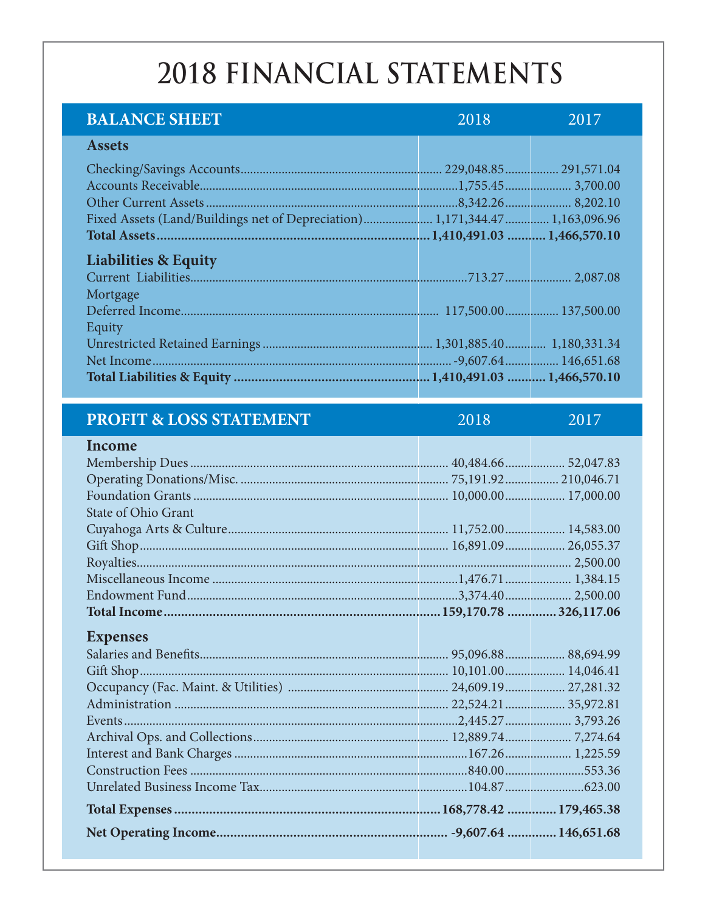# 2018 FINANCIAL STATEMENTS

| BALANCE SHEET | 2018 | 2017 |
|---|---|---|
| **Assets** | | |
| Checking/Savings Accounts | 229,048.85 | 291,571.04 |
| Accounts Receivable | 1,755.45 | 3,700.00 |
| Other Current Assets | 8,342.26 | 8,202.10 |
| Fixed Assets (Land/Buildings net of Depreciation) | 1,171,344.47 | 1,163,096.96 |
| **Total Assets** | **1,410,491.03** | **1,466,570.10** |
| **Liabilities & Equity** | | |
| Current Liabilities | 713.27 | 2,087.08 |
| Mortgage | | |
| Deferred Income | 117,500.00 | 137,500.00 |
| Equity | | |
| Unrestricted Retained Earnings | 1,301,885.40 | 1,180,331.34 |
| Net Income | -9,607.64 | 146,651.68 |
| **Total Liabilities & Equity** | **1,410,491.03** | **1,466,570.10** |

| PROFIT & LOSS STATEMENT | 2018 | 2017 |
|---|---|---|
| **Income** | | |
| Membership Dues | 40,484.66 | 52,047.83 |
| Operating Donations/Misc. | 75,191.92 | 210,046.71 |
| Foundation Grants | 10,000.00 | 17,000.00 |
| State of Ohio Grant | | |
| Cuyahoga Arts & Culture | 11,752.00 | 14,583.00 |
| Gift Shop | 16,891.09 | 26,055.37 |
| Royalties | | 2,500.00 |
| Miscellaneous Income | 1,476.71 | 1,384.15 |
| Endowment Fund | 3,374.40 | 2,500.00 |
| **Total Income** | **159,170.78** | **326,117.06** |
| **Expenses** | | |
| Salaries and Benefits | 95,096.88 | 88,694.99 |
| Gift Shop | 10,101.00 | 14,046.41 |
| Occupancy (Fac. Maint. & Utilities) | 24,609.19 | 27,281.32 |
| Administration | 22,524.21 | 35,972.81 |
| Events | 2,445.27 | 3,793.26 |
| Archival Ops. and Collections | 12,889.74 | 7,274.64 |
| Interest and Bank Charges | 167.26 | 1,225.59 |
| Construction Fees | 840.00 | 553.36 |
| Unrelated Business Income Tax | 104.87 | 623.00 |
| **Total Expenses** | **168,778.42** | **179,465.38** |
| **Net Operating Income** | **-9,607.64** | **146,651.68** |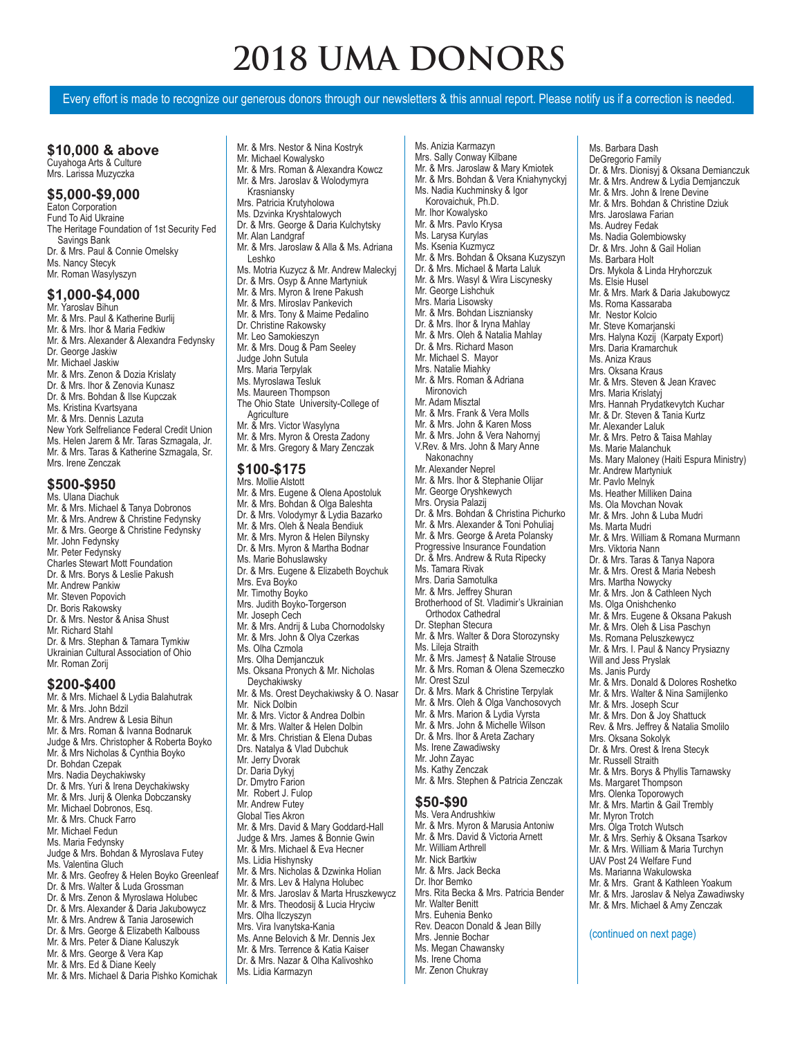# 2018 UMA DONORS

Every effort is made to recognize our generous donors through our newsletters & this annual report. Please notify us if a correction is needed.

## $10,000 & above

Cuyahoga Arts & Culture
Mrs. Larissa Muzyczka

## $5,000-$9,000

Eaton Corporation
Fund To Aid Ukraine
The Heritage Foundation of 1st Security Fed Savings Bank
Dr. & Mrs. Paul & Connie Omelsky
Ms. Nancy Stecyk
Mr. Roman Wasylyszyn

## $1,000-$4,000

Mr. Yaroslav Bihun
Mr. & Mrs. Paul & Katherine Burlij
Mr. & Mrs. Ihor & Maria Fedkiw
Mr. & Mrs. Alexander & Alexandra Fedynsky
Dr. George Jaskiw
Mr. Michael Jaskiw
Mr. & Mrs. Zenon & Dozia Krislaty
Dr. & Mrs. Ihor & Zenovia Kunasz
Dr. & Mrs. Bohdan & Ilse Kupczak
Ms. Kristina Kvartsyana
Mr. & Mrs. Dennis Lazuta
New York Selfreliance Federal Credit Union
Ms. Helen Jarem & Mr. Taras Szmagala, Jr.
Mr. & Mrs. Taras & Katherine Szmagala, Sr.
Mrs. Irene Zenczak

## $500-$950

Ms. Ulana Diachuk
Mr. & Mrs. Michael & Tanya Dobronos
Mr. & Mrs. Andrew & Christine Fedynsky
Mr. & Mrs. George & Christine Fedynsky
Mr. John Fedynsky
Mr. Peter Fedynsky
Charles Stewart Mott Foundation
Dr. & Mrs. Borys & Leslie Pakush
Mr. Andrew Pankiw
Mr. Steven Popovich
Dr. Boris Rakowsky
Dr. & Mrs. Nestor & Anisa Shust
Mr. Richard Stahl
Dr. & Mrs. Stephan & Tamara Tymkiw
Ukrainian Cultural Association of Ohio
Mr. Roman Zorij

## $200-$400

Mr. & Mrs. Michael & Lydia Balahutrak
Mr. & Mrs. John Bdzil
Mr. & Mrs. Andrew & Lesia Bihun
Mr. & Mrs. Roman & Ivanna Bodnaruk
Judge & Mrs. Christopher & Roberta Boyko
Mr. & Mrs Nicholas & Cynthia Boyko
Dr. Bohdan Czepak
Mrs. Nadia Deychakiwsky
Dr. & Mrs. Yuri & Irena Deychakiwsky
Mr. & Mrs. Jurij & Olenka Dobczansky
Mr. Michael Dobronos, Esq.
Mr. & Mrs. Chuck Farro
Mr. Michael Fedun
Ms. Maria Fedynsky
Judge & Mrs. Bohdan & Myroslava Futey
Ms. Valentina Gluch
Mr. & Mrs. Geofrey & Helen Boyko Greenleaf
Dr. & Mrs. Walter & Luda Grossman
Dr. & Mrs. Zenon & Myroslawa Holubec
Dr. & Mrs. Alexander & Daria Jakubowycz
Mr. & Mrs. Andrew & Tania Jarosewich
Dr. & Mrs. George & Elizabeth Kalbouss
Mr. & Mrs. Peter & Diane Kaluszyk
Mr. & Mrs. George & Vera Kap
Mr. & Mrs. Ed & Diane Keely
Mr. & Mrs. Michael & Daria Pishko Komichak
Mr. & Mrs. Nestor & Nina Kostryk
Mr. Michael Kowalysko
Mr. & Mrs. Roman & Alexandra Kowcz
Mr. & Mrs. Jaroslav & Wolodymyra Krasniansky
Mrs. Patricia Krutyholowa
Ms. Dzvinka Kryshtalowych
Dr. & Mrs. George & Daria Kulchytsky
Mr. Alan Landgraf
Mr. & Mrs. Jaroslaw & Alla & Ms. Adriana Leshko
Ms. Motria Kuzycz & Mr. Andrew Maleckyj
Dr. & Mrs. Osyp & Anne Martyniuk
Mr. & Mrs. Myron & Irene Pakush
Mr. & Mrs. Miroslav Pankevich
Mr. & Mrs. Tony & Maime Pedalino
Dr. Christine Rakowsky
Mr. Leo Samokieszyn
Mr. & Mrs. Doug & Pam Seeley
Judge John Sutula
Mrs. Maria Terpylak
Ms. Myroslawa Tesluk
Ms. Maureen Thompson
The Ohio State University-College of Agriculture
Mr. & Mrs. Victor Wasylyna
Mr. & Mrs. Myron & Oresta Zadony
Mr. & Mrs. Gregory & Mary Zenczak

## $100-$175

Mrs. Mollie Alstott
Mr. & Mrs. Eugene & Olena Apostoluk
Mr. & Mrs. Bohdan & Olga Baleshta
Dr. & Mrs. Volodymyr & Lydia Bazarko
Mr. & Mrs. Oleh & Neala Bendiuk
Mr. & Mrs. Myron & Helen Bilynsky
Dr. & Mrs. Myron & Martha Bodnar
Ms. Marie Bohuslawsky
Dr. & Mrs. Eugene & Elizabeth Boychuk
Mrs. Eva Boyko
Mr. Timothy Boyko
Mrs. Judith Boyko-Torgerson
Mr. Joseph Cech
Mr. & Mrs. Andrij & Luba Chornodolsky
Mr. & Mrs. John & Olya Czerkas
Ms. Olha Czmola
Mrs. Olha Demjanczuk
Ms. Oksana Pronych & Mr. Nicholas Deychakiwsky
Mr. & Mrs. Orest Deychakiwsky & O. Nasar
Mr. Nick Dolbin
Mr. & Mrs. Victor & Andrea Dolbin
Mr. & Mrs. Walter & Helen Dolbin
Mr. & Mrs. Christian & Elena Dubas
Drs. Natalya & Vlad Dubchuk
Mr. Jerry Dvorak
Dr. Daria Dykyj
Dr. Dmytro Farion
Mr. Robert J. Fulop
Mr. Andrew Futey
Global Ties Akron
Mr. & Mrs. David & Mary Goddard-Hall
Judge & Mrs. James & Bonnie Gwin
Mr. & Mrs. Michael & Eva Hecner
Ms. Lidia Hishynsky
Mr. & Mrs. Nicholas & Dzwinka Holian
Mr. & Mrs. Lev & Halyna Holubec
Mr. & Mrs. Jaroslav & Marta Hruszkewycz
Mr. & Mrs. Theodosij & Lucia Hryciw
Mrs. Olha Ilczyszyn
Mrs. Vira Ivanytska-Kania
Ms. Anne Belovich & Mr. Dennis Jex
Mr. & Mrs. Terrence & Katia Kaiser
Dr. & Mrs. Nazar & Olha Kalivoshko
Ms. Lidia Karmazyn
Ms. Anizia Karmazyn
Mrs. Sally Conway Kilbane
Mr. & Mrs. Jaroslaw & Mary Kmiotek
Mr. & Mrs. Bohdan & Vera Kniahynyckyj
Ms. Nadia Kuchminsky & Igor Korovaichuk, Ph.D.
Mr. Ihor Kowalysko
Mr. & Mrs. Pavlo Krysa
Ms. Larysa Kurylas
Ms. Ksenia Kuzmycz
Mr. & Mrs. Bohdan & Oksana Kuzyszyn
Dr. & Mrs. Michael & Marta Laluk
Mr. & Mrs. Wasyl & Wira Liscynesky
Mr. George Lishchuk
Mrs. Maria Lisowsky
Mr. & Mrs. Bohdan Liszniansky
Dr. & Mrs. Ihor & Iryna Mahlay
Mr. & Mrs. Oleh & Natalia Mahlay
Dr. & Mrs. Richard Mason
Mr. Michael S. Mayor
Mrs. Natalie Miahky
Mr. & Mrs. Roman & Adriana Mironovich
Mr. Adam Misztal
Mr. & Mrs. Frank & Vera Molls
Mr. & Mrs. John & Karen Moss
Mr. & Mrs. John & Vera Nahornyj
V.Rev. & Mrs. John & Mary Anne Nakonachny
Mr. Alexander Neprel
Mr. & Mrs. Ihor & Stephanie Olijar
Mr. George Oryshkewych
Mrs. Orysia Palazij
Dr. & Mrs. Bohdan & Christina Pichurko
Mr. & Mrs. Alexander & Toni Pohuliaj
Mr. & Mrs. George & Areta Polansky
Progressive Insurance Foundation
Dr. & Mrs. Andrew & Ruta Ripecky
Ms. Tamara Rivak
Mrs. Daria Samotulka
Mr. & Mrs. Jeffrey Shuran
Brotherhood of St. Vladimir's Ukrainian Orthodox Cathedral
Dr. Stephan Stecura
Mr. & Mrs. Walter & Dora Storozynsky
Ms. Lileja Straith
Mr. & Mrs. James† & Natalie Strouse
Mr. & Mrs. Roman & Olena Szemeczko
Mr. Orest Szul
Dr. & Mrs. Mark & Christine Terpylak
Mr. & Mrs. Oleh & Olga Vanchosovych
Mr. & Mrs. Marion & Lydia Vyrsta
Mr. & Mrs. John & Michelle Wilson
Dr. & Mrs. Ihor & Areta Zachary
Ms. Irene Zawadiwsky
Mr. John Zayac
Ms. Kathy Zenczak
Mr. & Mrs. Stephen & Patricia Zenczak

## $50-$90

Ms. Vera Andrushkiw
Mr. & Mrs. Myron & Marusia Antoniw
Mr. & Mrs. David & Victoria Arnett
Mr. William Arthrell
Mr. Nick Bartkiw
Mr. & Mrs. Jack Becka
Dr. Ihor Bemko
Mrs. Rita Becka & Mrs. Patricia Bender
Mr. Walter Benitt
Mrs. Eulhina Benko
Rev. Deacon Donald & Jean Billy
Mrs. Jennie Bochar
Ms. Megan Chawansky
Ms. Irene Choma
Mr. Zenon Chukray
Ms. Barbara Dash
DeGregorio Family
Dr. & Mrs. Dionisyj & Oksana Demianczuk
Mr. & Mrs. Andrew & Lydia Demjanczuk
Mr. & Mrs. John & Irene Devine
Mr. & Mrs. Bohdan & Christine Dziuk
Mrs. Jaroslawa Farian
Ms. Audrey Fedak
Ms. Nadia Golembiowsky
Dr. & Mrs. John & Gail Holian
Ms. Barbara Holt
Drs. Mykola & Linda Hryhorczuk
Ms. Elsie Husel
Mr. & Mrs. Mark & Daria Jakubowycz
Ms. Roma Kassaraba
Mr. Nestor Kolcio
Mr. Steve Komarjanski
Mrs. Halyna Kozij (Karpaty Export)
Mrs. Daria Kramarchuk
Ms. Aniza Kraus
Mrs. Oksana Kraus
Mr. & Mrs. Steven & Jean Kravec
Mrs. Maria Krislatyj
Mrs. Hannah Prydatkevytch Kuchar
Mr. & Dr. Steven & Tania Kurtz
Mr. Alexander Laluk
Mr. & Mrs. Petro & Taisa Mahlay
Ms. Marie Malanchuk
Ms. Mary Maloney (Haiti Espura Ministry)
Mr. Andrew Martyniuk
Mr. Pavlo Melnyk
Ms. Heather Milliken Daina
Ms. Ola Movchan Novak
Mr. & Mrs. John & Luba Mudri
Ms. Marta Mudri
Mr. & Mrs. William & Romana Murmann
Mrs. Viktoria Nann
Dr. & Mrs. Taras & Tanya Napora
Mr. & Mrs. Orest & Maria Nebesh
Mrs. Martha Nowycky
Mr. & Mrs. Jon & Cathleen Nych
Ms. Olga Onishchenko
Mr. & Mrs. Eugene & Oksana Pakush
Mr. & Mrs. Oleh & Lisa Paschyn
Ms. Romana Peluszkewycz
Mr. & Mrs. I. Paul & Nancy Prysiazny
Will and Jess Pryslak
Ms. Janis Purdy
Mr. & Mrs. Donald & Dolores Roshetko
Mr. & Mrs. Walter & Nina Samijlenko
Mr. & Mrs. Joseph Scur
Mr. & Mrs. Don & Joy Shattuck
Rev. & Mrs. Jeffrey & Natalia Smolilo
Mrs. Oksana Sokolyk
Dr. & Mrs. Orest & Irena Stecyk
Mr. Russell Straith
Mr. & Mrs. Borys & Phyllis Tarnawsky
Ms. Margaret Thompson
Mrs. Olenka Toporowych
Mr. & Mrs. Martin & Gail Trembly
Mr. Myron Trotch
Mrs. Olga Trotch Wutsch
Mr. & Mrs. Serhiy & Oksana Tsarkov
Mr. & Mrs. William & Maria Turchyn
UAV Post 24 Welfare Fund
Ms. Marianna Wakulowska
Mr. & Mrs. Grant & Kathleen Yoakum
Mr. & Mrs. Jaroslav & Nelya Zawadiwsky
Mr. & Mrs. Michael & Amy Zenczak

(continued on next page)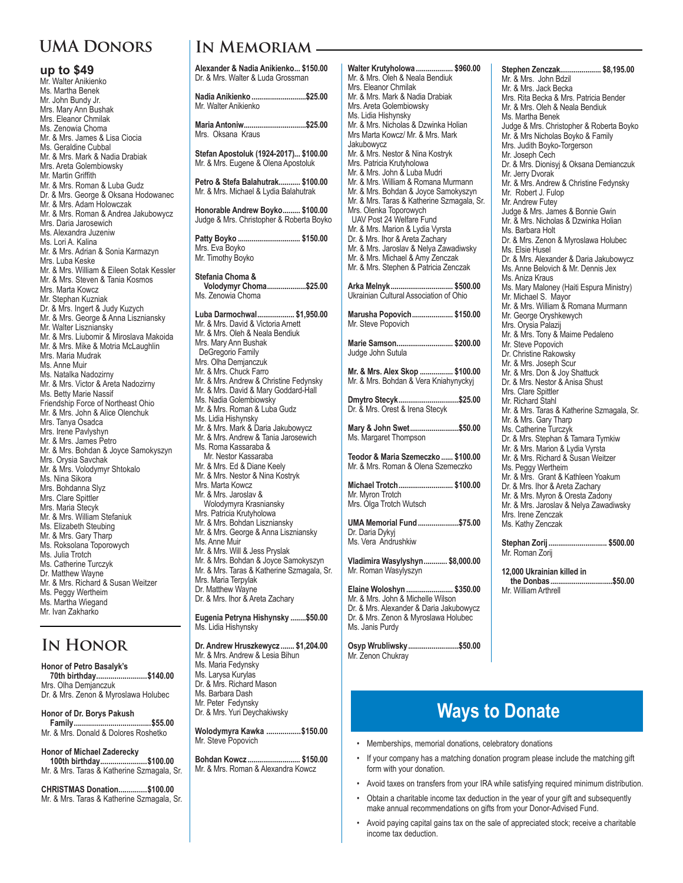## UMA Donors

### up to $49

Mr. Walter Anikienko
Ms. Martha Benek
Mr. John Bundy Jr.
Mrs. Mary Ann Bushak
Mrs. Eleanor Chmilak
Ms. Zenowia Choma
Mr. & Mrs. James & Lisa Ciocia
Ms. Geraldine Cubbal
Mr. & Mrs. Mark & Nadia Drabiak
Mrs. Areta Golembiowsky
Mr. Martin Griffith
Mr. & Mrs. Roman & Luba Gudz
Dr. & Mrs. George & Oksana Hodowanec
Mr. & Mrs. Adam Holowczak
Mr. & Mrs. Roman & Andrea Jakubowycz
Mrs. Daria Jarosewich
Ms. Alexandra Juzeniw
Ms. Lori A. Kalina
Mr. & Mrs. Adrian & Sonia Karmazyn
Mrs. Luba Keske
Mr. & Mrs. William & Eileen Sotak Kessler
Mr. & Mrs. Steven & Tania Kosmos
Mrs. Marta Kowcz
Mr. Stephan Kuzniak
Dr. & Mrs. Ingert & Judy Kuzych
Mr. & Mrs. George & Anna Liszniansky
Mr. Walter Liszniansky
Mr. & Mrs. Liubomir & Miroslava Makoida
Mr. & Mrs. Mike & Motria McLaughlin
Mrs. Maria Mudrak
Ms. Anne Muir
Ms. Natalka Nadozirny
Mr. & Mrs. Victor & Areta Nadozirny
Ms. Betty Marie Nassif
Friendship Force of Northeast Ohio
Mr. & Mrs. John & Alice Olenchuk
Mrs. Tanya Osadca
Mrs. Irene Pavlyshyn
Mr. & Mrs. James Petro
Mr. & Mrs. Bohdan & Joyce Samokyszyn
Mrs. Orysia Savchak
Mr. & Mrs. Volodymyr Shtokalo
Ms. Nina Sikora
Mrs. Bohdanna Slyz
Mrs. Clare Spittler
Mrs. Maria Stecyk
Mr. & Mrs. William Stefaniuk
Ms. Elizabeth Steubing
Mr. & Mrs. Gary Tharp
Ms. Roksolana Toporowych
Ms. Julia Trotch
Ms. Catherine Turczyk
Dr. Matthew Wayne
Mr. & Mrs. Richard & Susan Weitzer
Ms. Peggy Wertheim
Ms. Martha Wiegand
Mr. Ivan Zakharko

## In Honor

**Honor of Petro Basalyk's 70th birthday........................$140.00**
Mrs. Olha Demjanczuk
Dr. & Mrs. Zenon & Myroslawa Holubec

**Honor of Dr. Borys Pakush Family......................................$55.00**
Mr. & Mrs. Donald & Dolores Roshetko

**Honor of Michael Zaderecky 100th birthday.......................$100.00**
Mr. & Mrs. Taras & Katherine Szmagala, Sr.

**CHRISTMAS Donation..............$100.00**
Mr. & Mrs. Taras & Katherine Szmagala, Sr.

## In Memoriam

**Alexander & Nadia Anikienko... $150.00**
Dr. & Mrs. Walter & Luda Grossman

**Nadia Anikienko ............................$25.00**
Mr. Walter Anikienko

**Maria Antoniw................................$25.00**
Mrs. Oksana Kraus

**Stefan Apostoluk (1924-2017)... $100.00**
Mr. & Mrs. Eugene & Olena Apostoluk

**Petro & Stefa Balahutrak........... $100.00**
Mr. & Mrs. Michael & Lydia Balahutrak

**Honorable Andrew Boyko......... $100.00**
Judge & Mrs. Christopher & Roberta Boyko

**Patty Boyko ................................ $150.00**
Mrs. Eva Boyko
Mr. Timothy Boyko

**Stefania Choma & Volodymyr Choma...................$25.00**
Ms. Zenowia Choma

**Luba Darmochwal................... $1,950.00**
Mr. & Mrs. David & Victoria Arnett
Mr. & Mrs. Oleh & Neala Bendiuk
Mrs. Mary Ann Bushak
DeGregorio Family
Mrs. Olha Demjanczuk
Mr. & Mrs. Chuck Farro
Mr. & Mrs. Andrew & Christine Fedynsky
Mr. & Mrs. David & Mary Goddard-Hall
Ms. Nadia Golembiowsky
Mr. & Mrs. Roman & Luba Gudz
Ms. Lidia Hishynsky
Mr. & Mrs. Mark & Daria Jakubowycz
Mr. & Mrs. Andrew & Tania Jarosewich
Ms. Roma Kassaraba & Mr. Nestor Kassaraba
Mr. & Mrs. Ed & Diane Keely
Mr. & Mrs. Nestor & Nina Kostryk
Mrs. Marta Kowcz
Mr. & Mrs. Jaroslav & Wolodymyra Krasniansky
Mrs. Patricia Krutyholowa
Mr. & Mrs. Bohdan Liszniansky
Mr. & Mrs. George & Anna Liszniansky
Ms. Anne Muir
Mr. & Mrs. Will & Jess Pryslak
Mr. & Mrs. Bohdan & Joyce Samokyszyn
Mr. & Mrs. Taras & Katherine Szmagala, Sr.
Mrs. Maria Terpylak
Dr. Matthew Wayne
Dr. & Mrs. Ihor & Areta Zachary

**Eugenia Petryna Hishynsky ........$50.00**
Ms. Lidia Hishynsky

**Dr. Andrew Hruszkewycz ....... $1,204.00**
Mr. & Mrs. Andrew & Lesia Bihun
Ms. Maria Fedynsky
Ms. Larysa Kurylas
Dr. & Mrs. Richard Mason
Ms. Barbara Dash
Mr. Peter Fedynsky
Dr. & Mrs. Yuri Deychakiwsky

**Wolodymyra Kawka .................$150.00**
Mr. Steve Popovich

**Bohdan Kowcz .......................... $150.00**
Mr. & Mrs. Roman & Alexandra Kowcz

**Walter Krutyholowa ................... $960.00**
Mr. & Mrs. Oleh & Neala Bendiuk
Mrs. Eleanor Chmilak
Mr. & Mrs. Mark & Nadia Drabiak
Mrs. Areta Golembiowsky
Ms. Lidia Hishynsky
Mr. & Mrs. Nicholas & Dzwinka Holian
Mrs Marta Kowcz/ Mr. & Mrs. Mark Jakubowycz
Mr. & Mrs. Nestor & Nina Kostryk
Mrs. Patricia Krutyholowa
Mr. & Mrs. John & Luba Mudri
Mr. & Mrs. William & Romana Murmann
Mr. & Mrs. Bohdan & Joyce Samokyszyn
Mr. & Mrs. Taras & Katherine Szmagala, Sr.
Mrs. Olenka Toporowych
UAV Post 24 Welfare Fund
Mr. & Mrs. Marion & Lydia Vyrsta
Dr. & Mrs. Ihor & Areta Zachary
Mr. & Mrs. Jaroslav & Nelya Zawadiwsky
Mr. & Mrs. Michael & Amy Zenczak
Mr. & Mrs. Stephen & Patricia Zenczak

**Arka Melnyk................................ $500.00**
Ukrainian Cultural Association of Ohio

**Marusha Popovich..................... $150.00**
Mr. Steve Popovich

**Marie Samson............................. $200.00**
Judge John Sutula

**Mr. & Mrs. Alex Skop ................. $100.00**
Mr. & Mrs. Bohdan & Vera Kniahynyckyj

**Dmytro Stecyk...............................$25.00**
Dr. & Mrs. Orest & Irena Stecyk

**Mary & John Swet.........................$50.00**
Ms. Margaret Thompson

**Teodor & Maria Szemeczko ...... $100.00**
Mr. & Mrs. Roman & Olena Szemeczko

**Michael Trotch............................ $100.00**
Mr. Myron Trotch
Mrs. Olga Trotch Wutsch

**UMA Memorial Fund .....................$75.00**
Dr. Daria Dykyj
Ms. Vera Andrushkiw

**Vladimira Wasylyshyn............ $8,000.00**
Mr. Roman Wasylyszyn

**Elaine Woloshyn ........................ $350.00**
Mr. & Mrs. John & Michelle Wilson
Dr. & Mrs. Alexander & Daria Jakubowycz
Dr. & Mrs. Zenon & Myroslawa Holubec
Ms. Janis Purdy

**Osyp Wrubliwsky ..........................$50.00**
Mr. Zenon Chukray

**Stephen Zenczak..................... $8,195.00**
Mr. & Mrs. John Bdzil
Mr. & Mrs. Jack Becka
Mrs. Rita Becka & Mrs. Patricia Bender
Mr. & Mrs. Oleh & Neala Bendiuk
Ms. Martha Benek
Judge & Mrs. Christopher & Roberta Boyko
Mr. & Mrs Nicholas Boyko & Family
Mrs. Judith Boyko-Torgerson
Mr. Joseph Cech
Dr. & Mrs. Dionisyj & Oksana Demianczuk
Mr. Jerry Dvorak
Mr. & Mrs. Andrew & Christine Fedynsky
Mr. Robert J. Fulop
Mr. Andrew Futey
Judge & Mrs. James & Bonnie Gwin
Mr. & Mrs. Nicholas & Dzwinka Holian
Ms. Barbara Holt
Dr. & Mrs. Zenon & Myroslawa Holubec
Ms. Elsie Husel
Dr. & Mrs. Alexander & Daria Jakubowycz
Ms. Anne Belovich & Mr. Dennis Jex
Ms. Aniza Kraus
Ms. Mary Maloney (Haiti Espura Ministry)
Mr. Michael S. Mayor
Mr. & Mrs. William & Romana Murmann
Mr. George Oryshkewych
Mrs. Orysia Palazij
Mr. & Mrs. Tony & Maime Pedaleno
Mr. Steve Popovich
Dr. Christine Rakowsky
Mr. & Mrs. Joseph Scur
Mr. & Mrs. Don & Joy Shattuck
Dr. & Mrs. Nestor & Anisa Shust
Mrs. Clare Spittler
Mr. Richard Stahl
Mr. & Mrs. Taras & Katherine Szmagala, Sr.
Mr. & Mrs. Gary Tharp
Ms. Catherine Turczyk
Dr. & Mrs. Stephan & Tamara Tymkiw
Mr. & Mrs. Marion & Lydia Vyrsta
Mr. & Mrs. Richard & Susan Weitzer
Ms. Peggy Wertheim
Mr. & Mrs. Grant & Kathleen Yoakum
Dr. & Mrs. Ihor & Areta Zachary
Mr. & Mrs. Myron & Oresta Zadony
Mr. & Mrs. Jaroslav & Nelya Zawadiwsky
Mrs. Irene Zenczak
Ms. Kathy Zenczak

**Stephan Zorij .............................. $500.00**
Mr. Roman Zorij

**12,000 Ukrainian killed in the Donbas................................$50.00**
Mr. William Arthrell

## Ways to Donate

- Memberships, memorial donations, celebratory donations
- If your company has a matching donation program please include the matching gift form with your donation.
- Avoid taxes on transfers from your IRA while satisfying required minimum distribution.
- Obtain a charitable income tax deduction in the year of your gift and subsequently make annual recommendations on gifts from your Donor-Advised Fund.
- Avoid paying capital gains tax on the sale of appreciated stock; receive a charitable income tax deduction.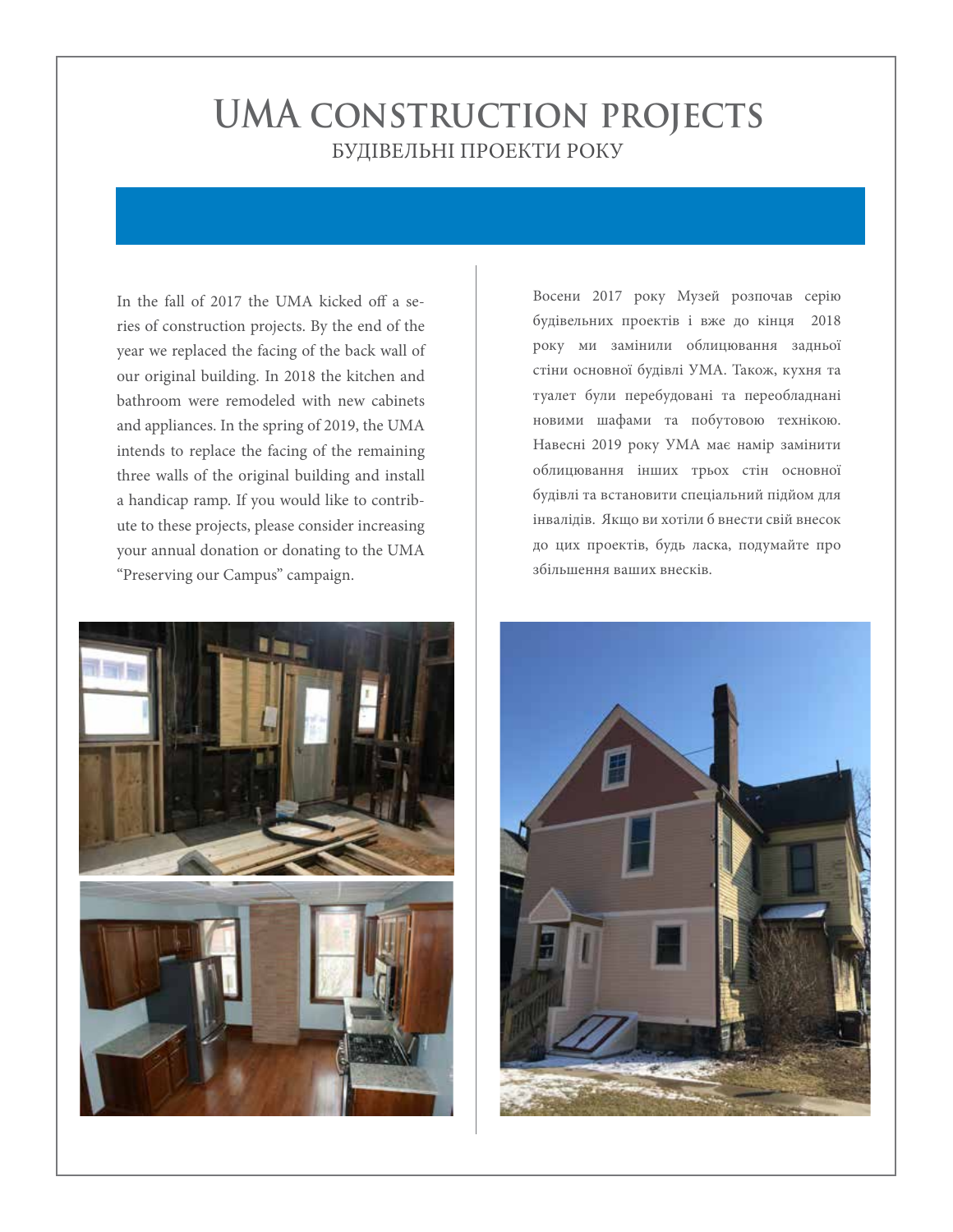# UMA CONSTRUCTION PROJECTS

## БУДІВЕЛЬНІ ПРОЕКТИ РОКУ

In the fall of 2017 the UMA kicked off a series of construction projects. By the end of the year we replaced the facing of the back wall of our original building. In 2018 the kitchen and bathroom were remodeled with new cabinets and appliances. In the spring of 2019, the UMA intends to replace the facing of the remaining three walls of the original building and install a handicap ramp. If you would like to contribute to these projects, please consider increasing your annual donation or donating to the UMA "Preserving our Campus" campaign.

Восени 2017 року Музей розпочав серію будівельних проектів і вже до кінця 2018 року ми замінили облицювання задньої стіни основної будівлі УМА. Також, кухня та туалет були перебудовані та переобладнані новими шафами та побутовою технікою. Навесні 2019 року УМА має намір замінити облицювання інших трьох стін основної будівлі та встановити спеціальний підйом для інвалідів. Якщо ви хотіли б внести свій внесок до цих проектів, будь ласка, подумайте про збільшення ваших внесків.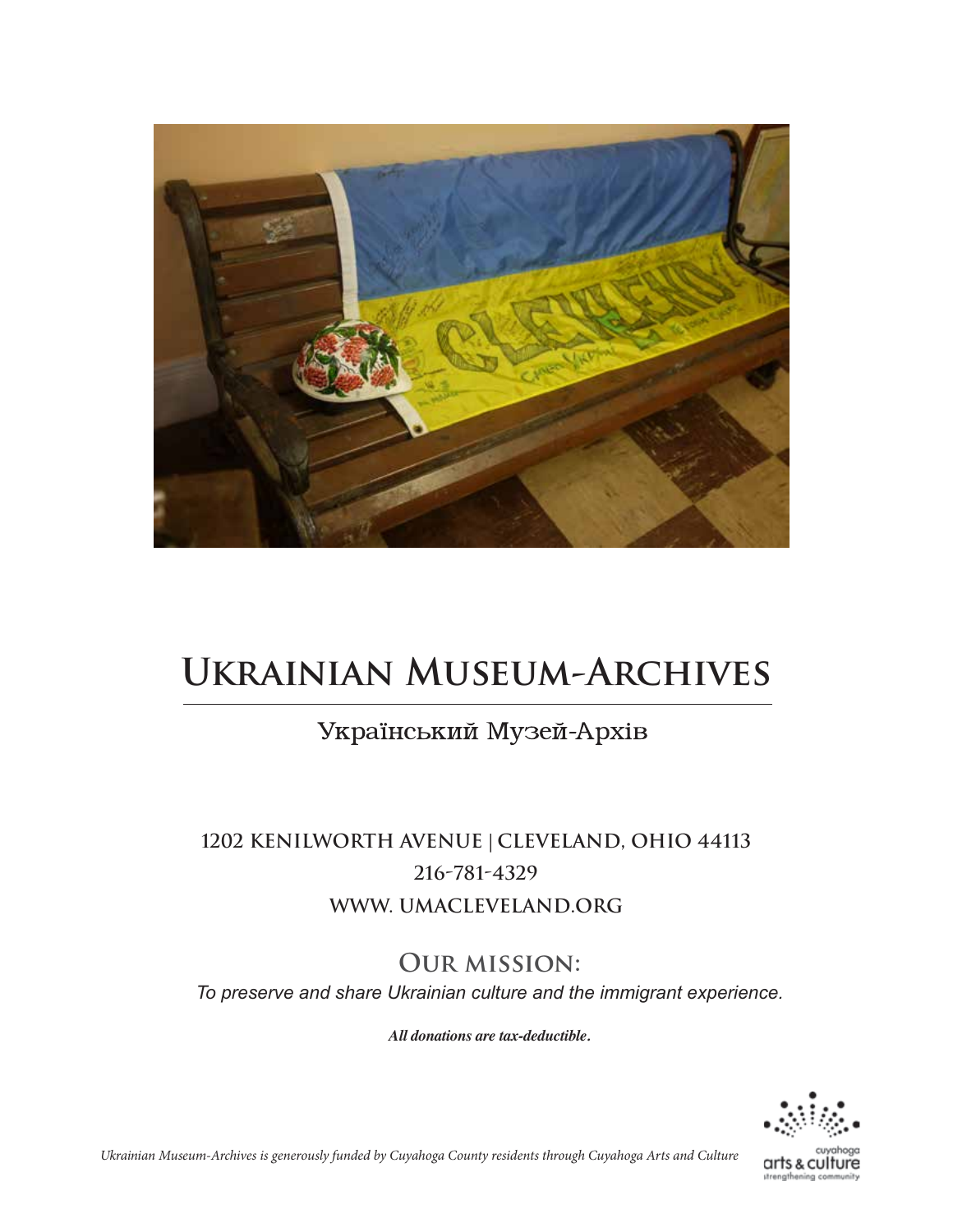# Ukrainian Museum-Archives

## Український Музей-Архів

**1202 KENILWORTH AVENUE | CLEVELAND, OHIO 44113**

**216-781-4329**

**WWW. UMACLEVELAND.ORG**

## Our mission:

*To preserve and share Ukrainian culture and the immigrant experience.*

***All donations are tax-deductible.***

*Ukrainian Museum-Archives is generously funded by Cuyahoga County residents through Cuyahoga Arts and Culture*

cuyahoga arts & culture strengthening community